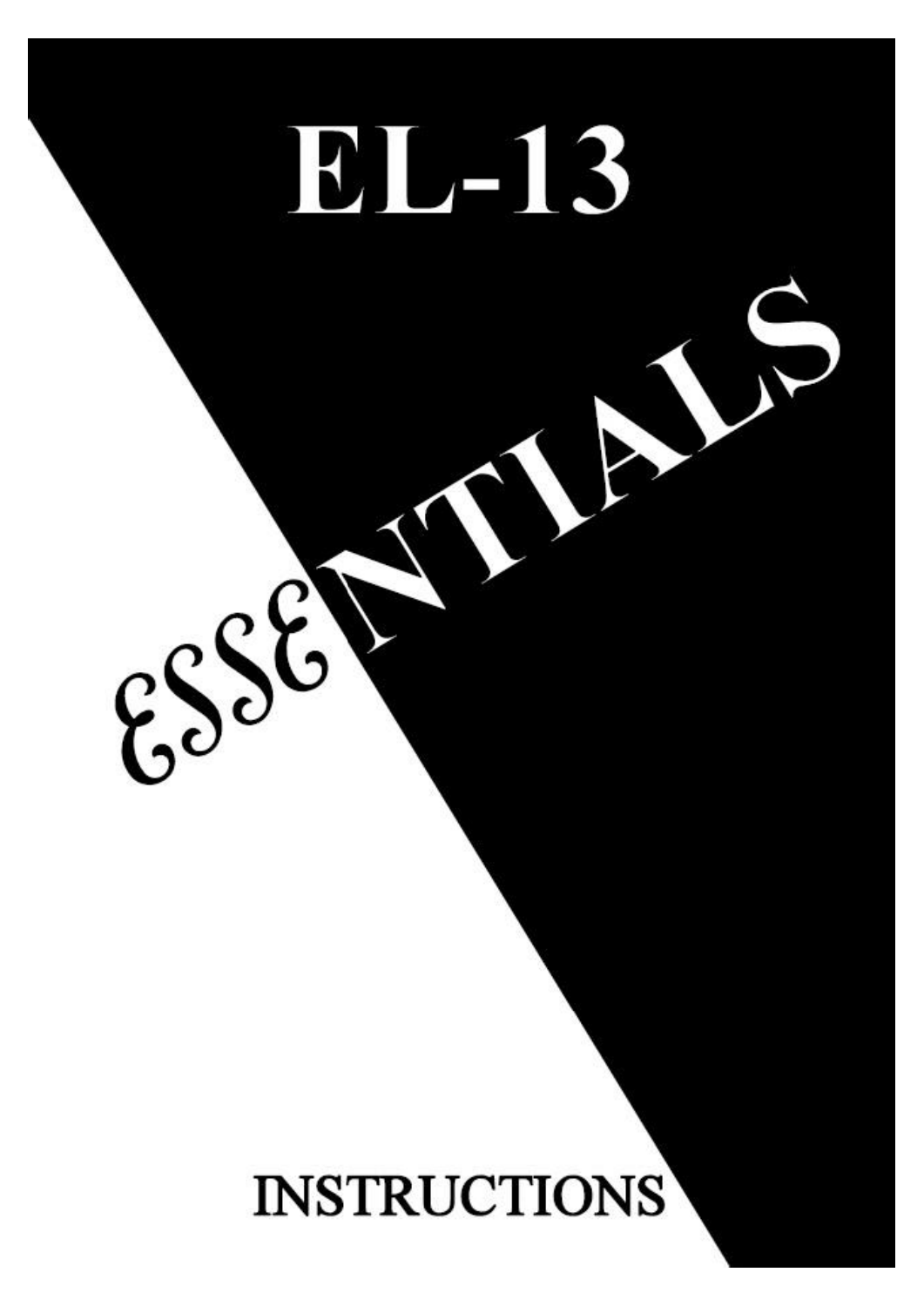# EL-13

# ESSENTIALS

## INSTRUCTIONS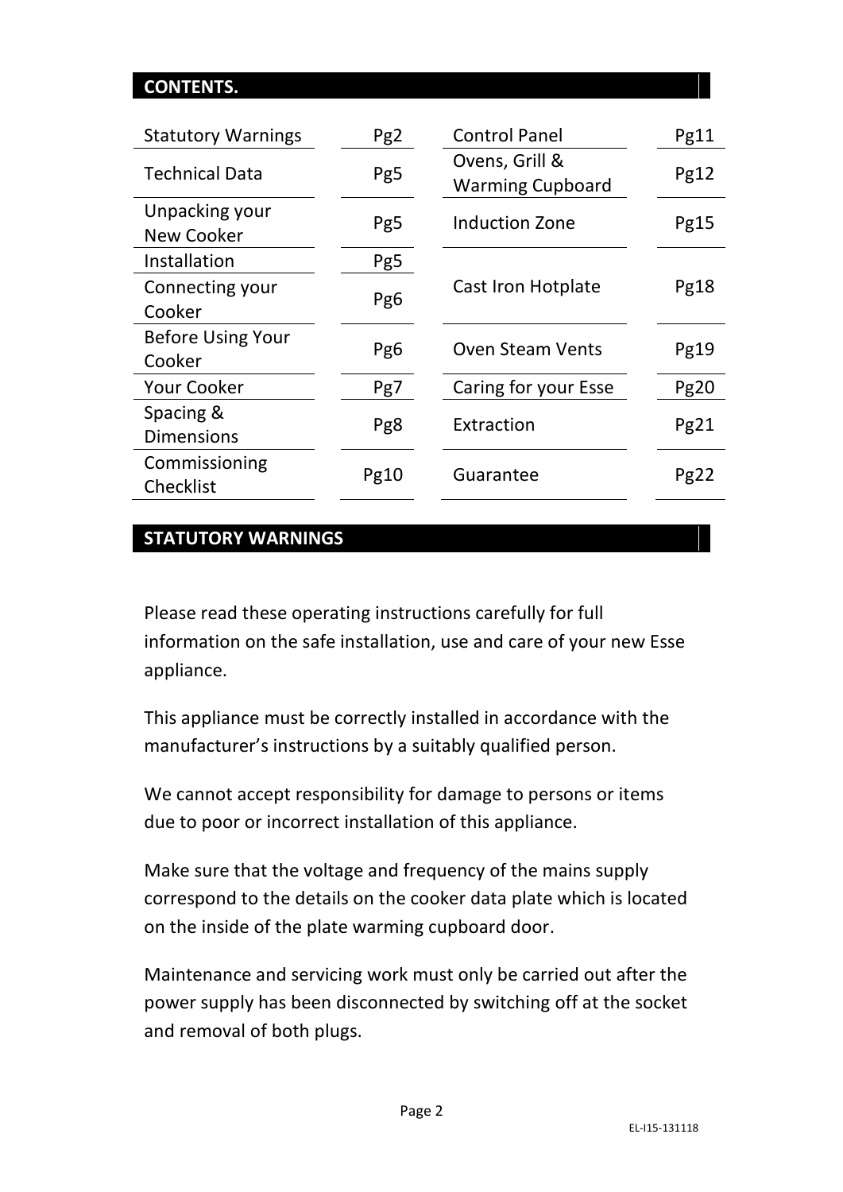## CONTENTS.

| | | | |
|---|---|---|---|
| Statutory Warnings | Pg2 | Control Panel | Pg11 |
| Technical Data | Pg5 | Ovens, Grill & Warming Cupboard | Pg12 |
| Unpacking your New Cooker | Pg5 | Induction Zone | Pg15 |
| Installation | Pg5 | Cast Iron Hotplate | Pg18 |
| Connecting your Cooker | Pg6 | | |
| Before Using Your Cooker | Pg6 | Oven Steam Vents | Pg19 |
| Your Cooker | Pg7 | Caring for your Esse | Pg20 |
| Spacing & Dimensions | Pg8 | Extraction | Pg21 |
| Commissioning Checklist | Pg10 | Guarantee | Pg22 |

## STATUTORY WARNINGS

Please read these operating instructions carefully for full information on the safe installation, use and care of your new Esse appliance.

This appliance must be correctly installed in accordance with the manufacturer's instructions by a suitably qualified person.

We cannot accept responsibility for damage to persons or items due to poor or incorrect installation of this appliance.

Make sure that the voltage and frequency of the mains supply correspond to the details on the cooker data plate which is located on the inside of the plate warming cupboard door.

Maintenance and servicing work must only be carried out after the power supply has been disconnected by switching off at the socket and removal of both plugs.

EL-I15-131118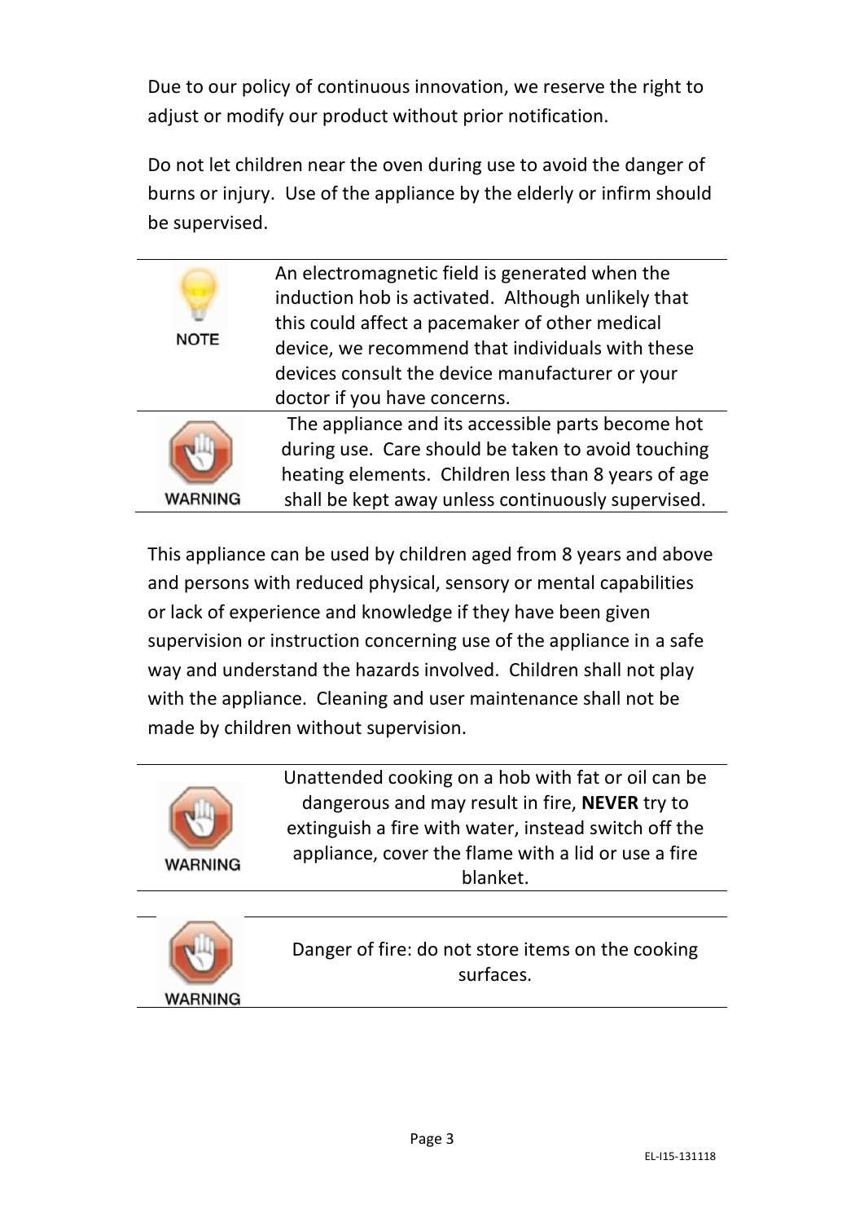Due to our policy of continuous innovation, we reserve the right to adjust or modify our product without prior notification.

Do not let children near the oven during use to avoid the danger of burns or injury. Use of the appliance by the elderly or infirm should be supervised.

| NOTE | An electromagnetic field is generated when the induction hob is activated. Although unlikely that this could affect a pacemaker of other medical device, we recommend that individuals with these devices consult the device manufacturer or your doctor if you have concerns. |
|---|---|
| WARNING | The appliance and its accessible parts become hot during use. Care should be taken to avoid touching heating elements. Children less than 8 years of age shall be kept away unless continuously supervised. |

This appliance can be used by children aged from 8 years and above and persons with reduced physical, sensory or mental capabilities or lack of experience and knowledge if they have been given supervision or instruction concerning use of the appliance in a safe way and understand the hazards involved. Children shall not play with the appliance. Cleaning and user maintenance shall not be made by children without supervision.

| WARNING | Unattended cooking on a hob with fat or oil can be dangerous and may result in fire, **NEVER** try to extinguish a fire with water, instead switch off the appliance, cover the flame with a lid or use a fire blanket. |
|---|---|

| WARNING | Danger of fire: do not store items on the cooking surfaces. |
|---|---|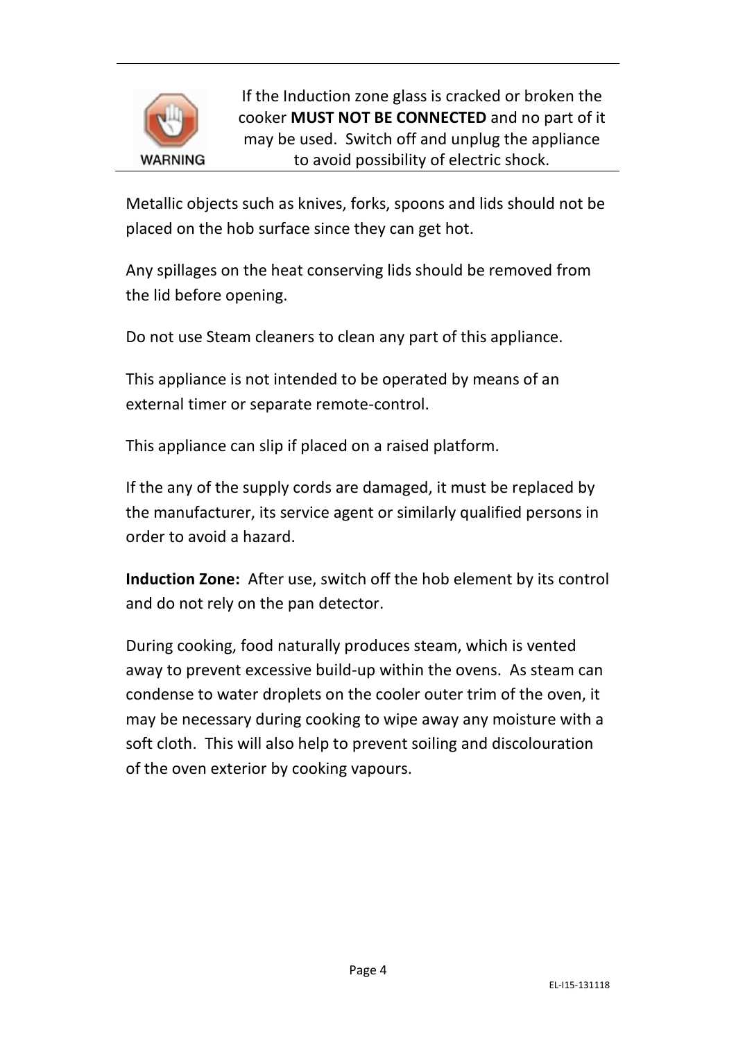WARNING

If the Induction zone glass is cracked or broken the cooker **MUST NOT BE CONNECTED** and no part of it may be used. Switch off and unplug the appliance to avoid possibility of electric shock.

Metallic objects such as knives, forks, spoons and lids should not be placed on the hob surface since they can get hot.

Any spillages on the heat conserving lids should be removed from the lid before opening.

Do not use Steam cleaners to clean any part of this appliance.

This appliance is not intended to be operated by means of an external timer or separate remote-control.

This appliance can slip if placed on a raised platform.

If the any of the supply cords are damaged, it must be replaced by the manufacturer, its service agent or similarly qualified persons in order to avoid a hazard.

**Induction Zone:** After use, switch off the hob element by its control and do not rely on the pan detector.

During cooking, food naturally produces steam, which is vented away to prevent excessive build-up within the ovens. As steam can condense to water droplets on the cooler outer trim of the oven, it may be necessary during cooking to wipe away any moisture with a soft cloth. This will also help to prevent soiling and discolouration of the oven exterior by cooking vapours.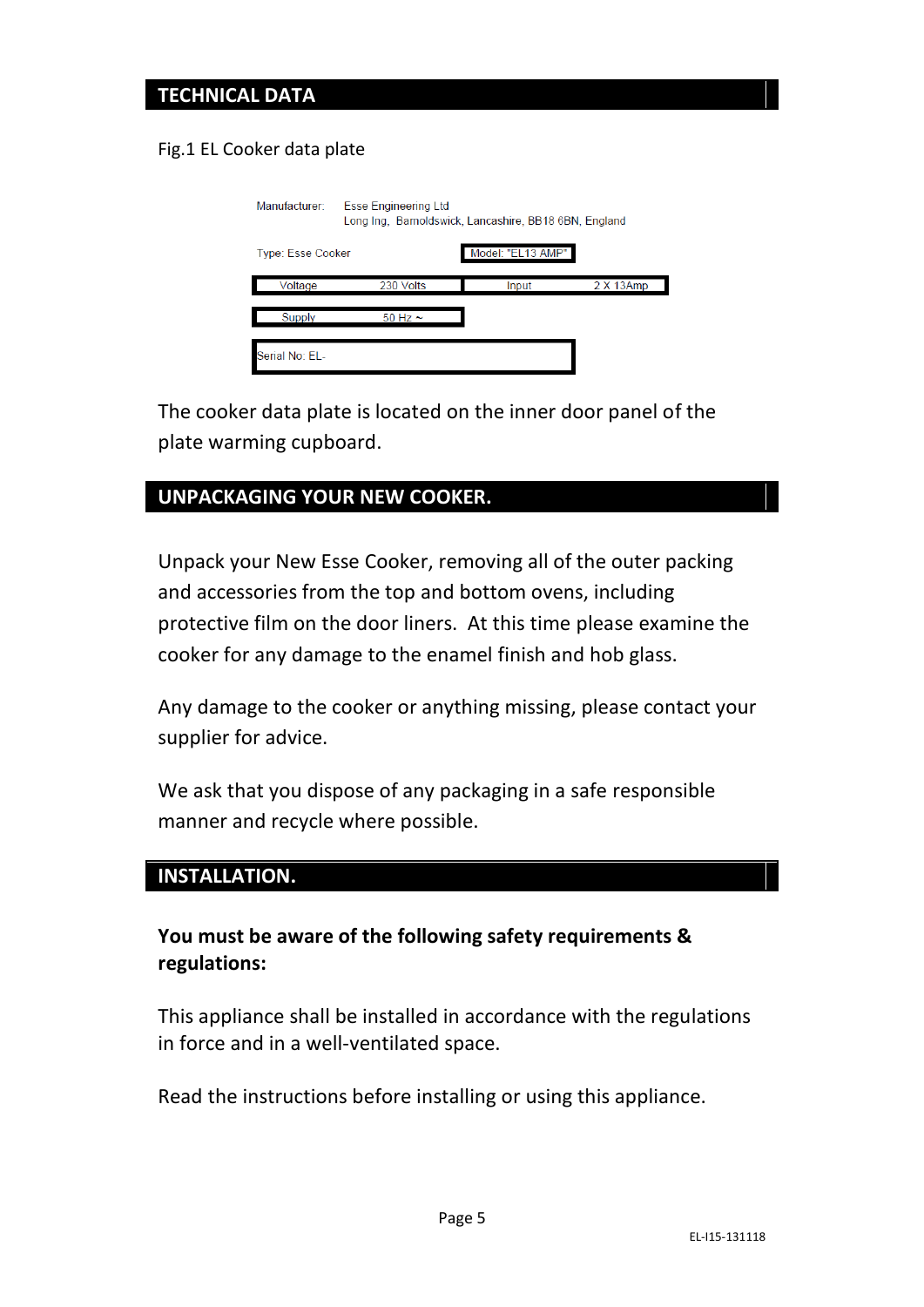## TECHNICAL DATA

Fig.1 EL Cooker data plate

Manufacturer: Esse Engineering Ltd
Long Ing, Barnoldswick, Lancashire, BB18 6BN, England

Type: Esse Cooker Model: "EL13 AMP"

| Voltage | 230 Volts | Input | 2 X 13Amp |
|---|---|---|---|
| Supply | 50 Hz ~ | | |

Serial No: EL-

The cooker data plate is located on the inner door panel of the plate warming cupboard.

## UNPACKAGING YOUR NEW COOKER.

Unpack your New Esse Cooker, removing all of the outer packing and accessories from the top and bottom ovens, including protective film on the door liners. At this time please examine the cooker for any damage to the enamel finish and hob glass.

Any damage to the cooker or anything missing, please contact your supplier for advice.

We ask that you dispose of any packaging in a safe responsible manner and recycle where possible.

## INSTALLATION.

**You must be aware of the following safety requirements & regulations:**

This appliance shall be installed in accordance with the regulations in force and in a well-ventilated space.

Read the instructions before installing or using this appliance.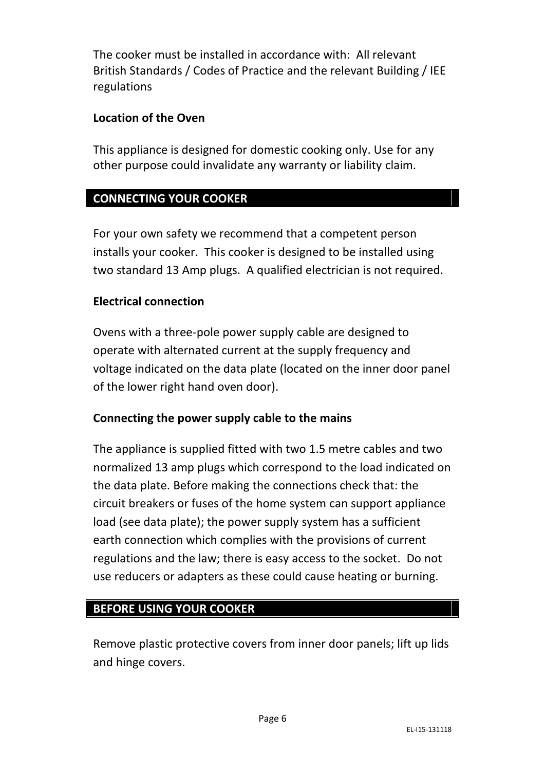The cooker must be installed in accordance with: All relevant British Standards / Codes of Practice and the relevant Building / IEE regulations

**Location of the Oven**

This appliance is designed for domestic cooking only. Use for any other purpose could invalidate any warranty or liability claim.

## CONNECTING YOUR COOKER

For your own safety we recommend that a competent person installs your cooker. This cooker is designed to be installed using two standard 13 Amp plugs. A qualified electrician is not required.

**Electrical connection**

Ovens with a three-pole power supply cable are designed to operate with alternated current at the supply frequency and voltage indicated on the data plate (located on the inner door panel of the lower right hand oven door).

**Connecting the power supply cable to the mains**

The appliance is supplied fitted with two 1.5 metre cables and two normalized 13 amp plugs which correspond to the load indicated on the data plate. Before making the connections check that: the circuit breakers or fuses of the home system can support appliance load (see data plate); the power supply system has a sufficient earth connection which complies with the provisions of current regulations and the law; there is easy access to the socket. Do not use reducers or adapters as these could cause heating or burning.

## BEFORE USING YOUR COOKER

Remove plastic protective covers from inner door panels; lift up lids and hinge covers.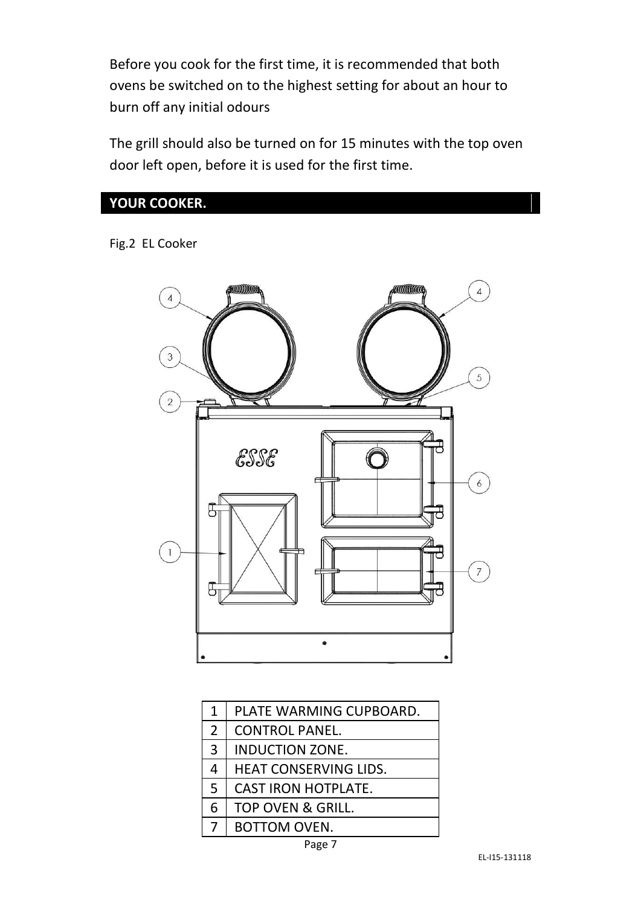Before you cook for the first time, it is recommended that both ovens be switched on to the highest setting for about an hour to burn off any initial odours

The grill should also be turned on for 15 minutes with the top oven door left open, before it is used for the first time.

## YOUR COOKER.

Fig.2 EL Cooker

| | |
|---|---|
| 1 | PLATE WARMING CUPBOARD. |
| 2 | CONTROL PANEL. |
| 3 | INDUCTION ZONE. |
| 4 | HEAT CONSERVING LIDS. |
| 5 | CAST IRON HOTPLATE. |
| 6 | TOP OVEN & GRILL. |
| 7 | BOTTOM OVEN. |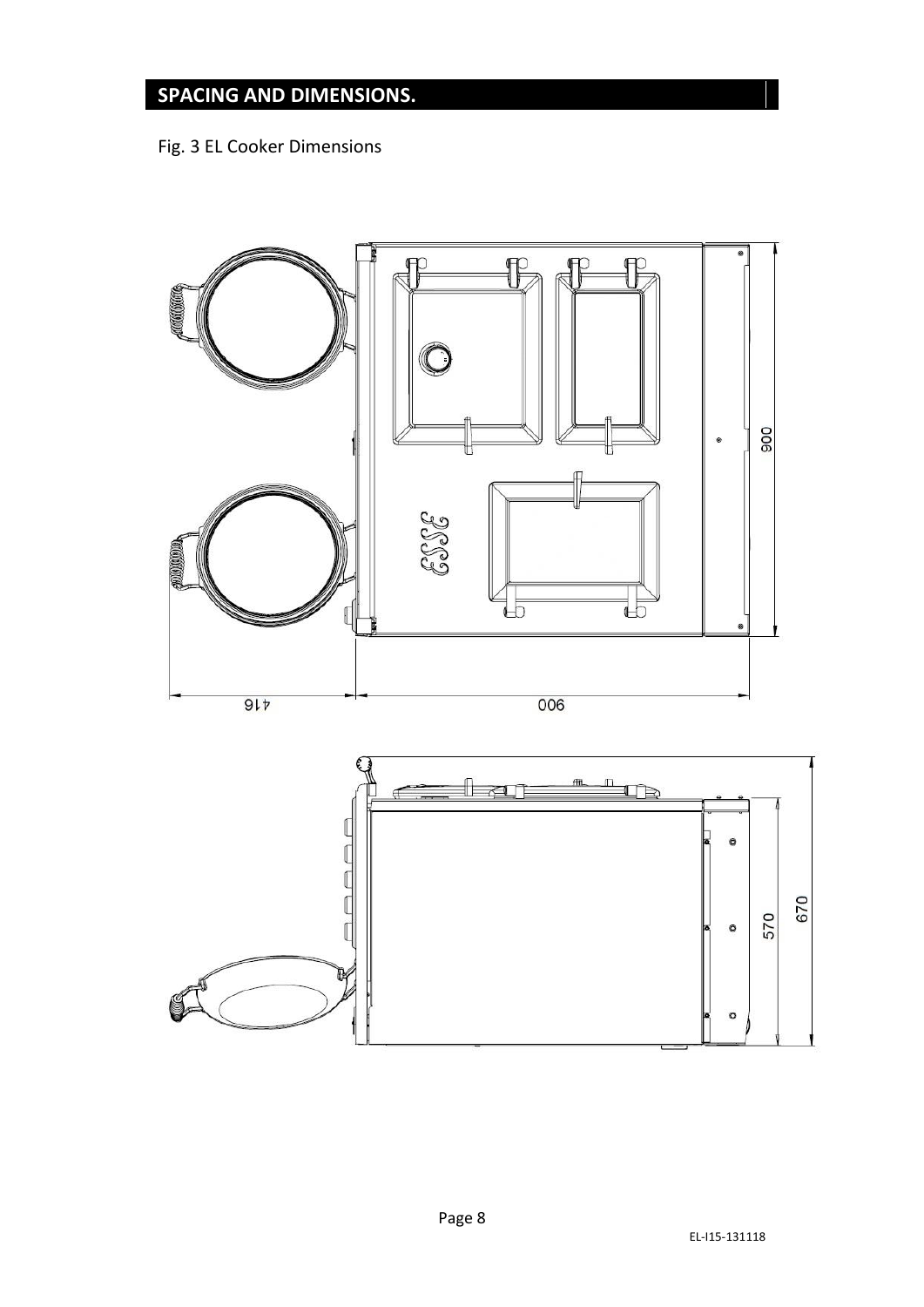## SPACING AND DIMENSIONS.

Fig. 3 EL Cooker Dimensions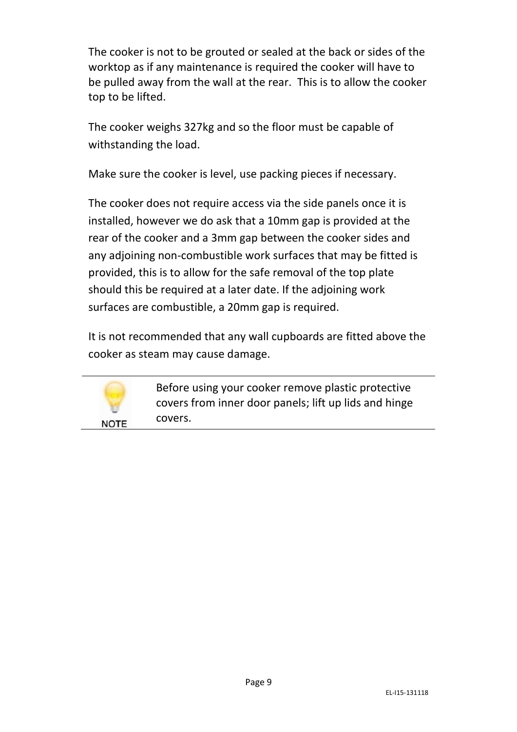The cooker is not to be grouted or sealed at the back or sides of the worktop as if any maintenance is required the cooker will have to be pulled away from the wall at the rear.  This is to allow the cooker top to be lifted.

The cooker weighs 327kg and so the floor must be capable of withstanding the load.

Make sure the cooker is level, use packing pieces if necessary.

The cooker does not require access via the side panels once it is installed, however we do ask that a 10mm gap is provided at the rear of the cooker and a 3mm gap between the cooker sides and any adjoining non-combustible work surfaces that may be fitted is provided, this is to allow for the safe removal of the top plate should this be required at a later date. If the adjoining work surfaces are combustible, a 20mm gap is required.

It is not recommended that any wall cupboards are fitted above the cooker as steam may cause damage.

---

**NOTE**

Before using your cooker remove plastic protective covers from inner door panels; lift up lids and hinge covers.

---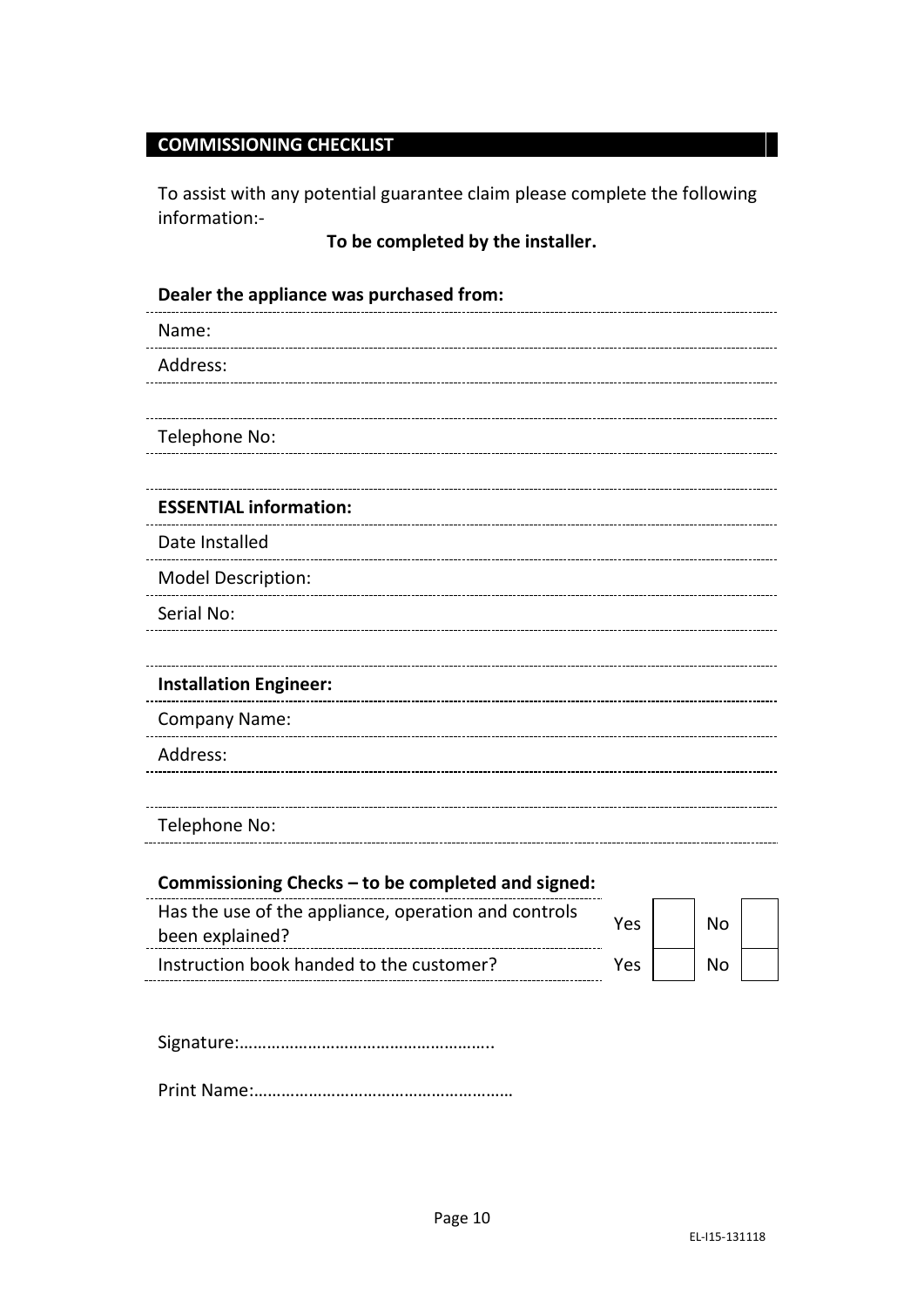## COMMISSIONING CHECKLIST

To assist with any potential guarantee claim please complete the following information:-

**To be completed by the installer.**

**Dealer the appliance was purchased from:**

Name:

Address:

Telephone No:

**ESSENTIAL information:**

Date Installed

Model Description:

Serial No:

**Installation Engineer:**

Company Name:

Address:

Telephone No:

**Commissioning Checks – to be completed and signed:**

| | | | | |
|---|---|---|---|---|
| Has the use of the appliance, operation and controls been explained? | Yes | | No | |
| Instruction book handed to the customer? | Yes | | No | |

Signature:………………………………………………..

Print Name:…………………………………………………

EL-I15-131118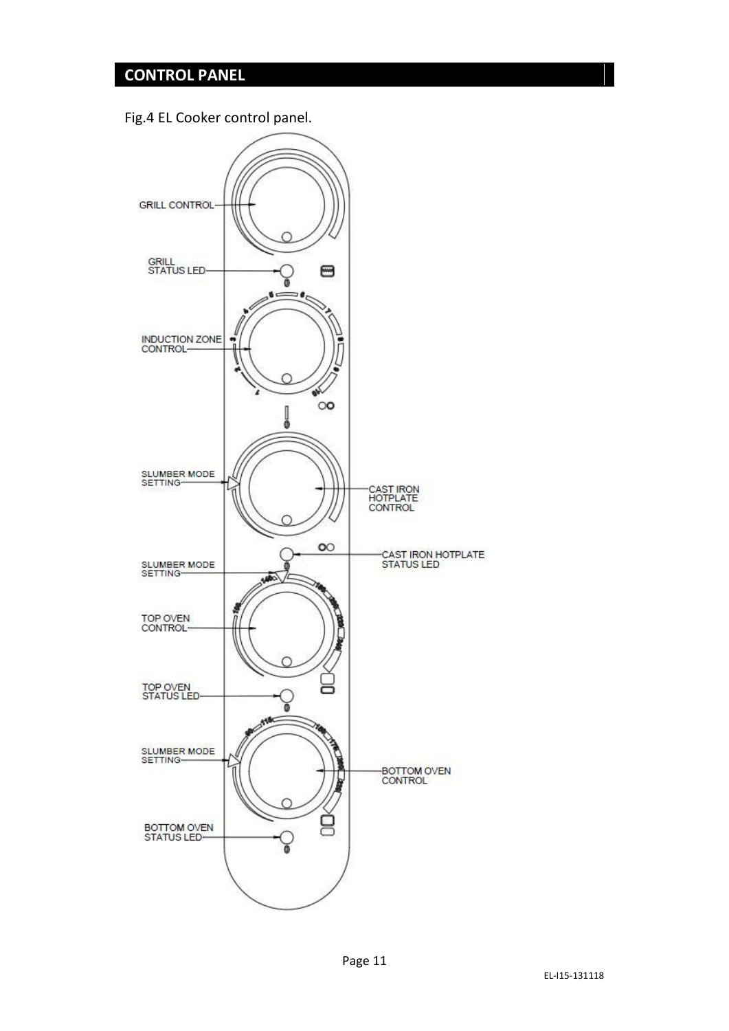## CONTROL PANEL

Fig.4 EL Cooker control panel.

GRILL CONTROL

GRILL STATUS LED

INDUCTION ZONE CONTROL

SLUMBER MODE SETTING

CAST IRON HOTPLATE CONTROL

CAST IRON HOTPLATE STATUS LED

SLUMBER MODE SETTING

TOP OVEN CONTROL

TOP OVEN STATUS LED

SLUMBER MODE SETTING

BOTTOM OVEN CONTROL

BOTTOM OVEN STATUS LED

EL-I15-131118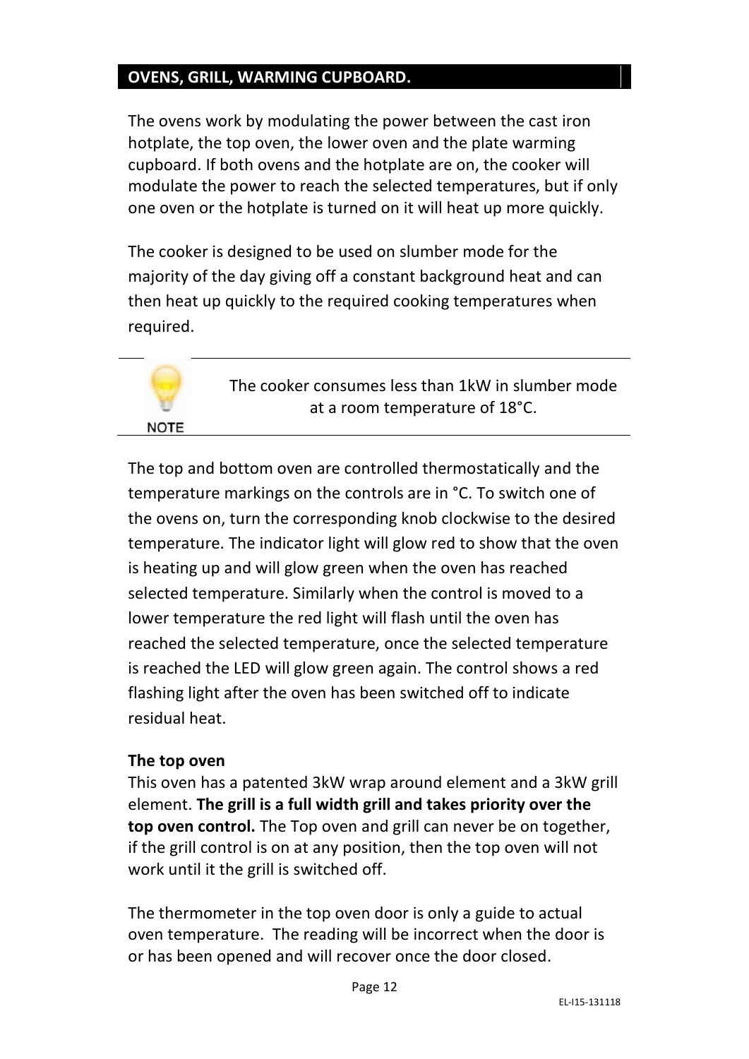## OVENS, GRILL, WARMING CUPBOARD.

The ovens work by modulating the power between the cast iron hotplate, the top oven, the lower oven and the plate warming cupboard. If both ovens and the hotplate are on, the cooker will modulate the power to reach the selected temperatures, but if only one oven or the hotplate is turned on it will heat up more quickly.

The cooker is designed to be used on slumber mode for the majority of the day giving off a constant background heat and can then heat up quickly to the required cooking temperatures when required.

NOTE

The cooker consumes less than 1kW in slumber mode at a room temperature of 18°C.

The top and bottom oven are controlled thermostatically and the temperature markings on the controls are in °C. To switch one of the ovens on, turn the corresponding knob clockwise to the desired temperature. The indicator light will glow red to show that the oven is heating up and will glow green when the oven has reached selected temperature. Similarly when the control is moved to a lower temperature the red light will flash until the oven has reached the selected temperature, once the selected temperature is reached the LED will glow green again. The control shows a red flashing light after the oven has been switched off to indicate residual heat.

**The top oven**

This oven has a patented 3kW wrap around element and a 3kW grill element. **The grill is a full width grill and takes priority over the top oven control.** The Top oven and grill can never be on together, if the grill control is on at any position, then the top oven will not work until it the grill is switched off.

The thermometer in the top oven door is only a guide to actual oven temperature. The reading will be incorrect when the door is or has been opened and will recover once the door closed.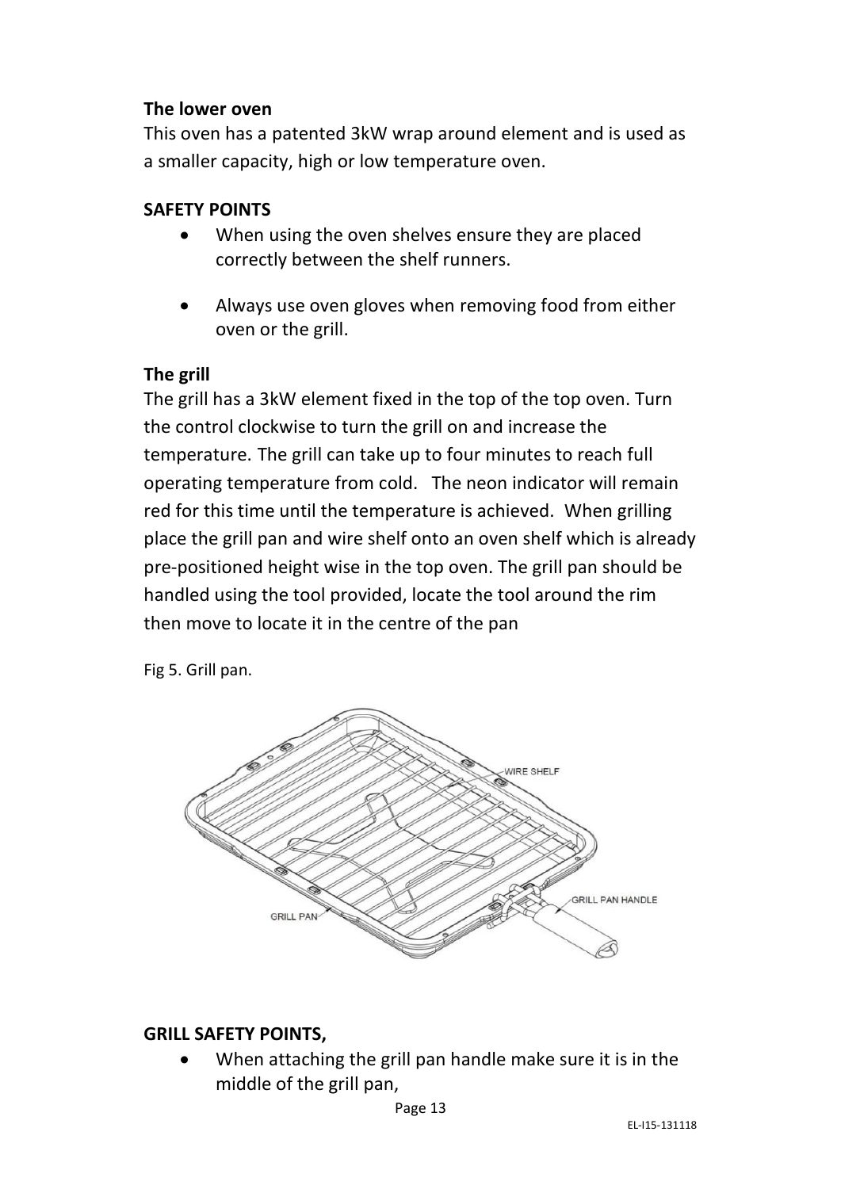**The lower oven**

This oven has a patented 3kW wrap around element and is used as a smaller capacity, high or low temperature oven.

**SAFETY POINTS**

- When using the oven shelves ensure they are placed correctly between the shelf runners.
- Always use oven gloves when removing food from either oven or the grill.

**The grill**

The grill has a 3kW element fixed in the top of the top oven. Turn the control clockwise to turn the grill on and increase the temperature. The grill can take up to four minutes to reach full operating temperature from cold. The neon indicator will remain red for this time until the temperature is achieved. When grilling place the grill pan and wire shelf onto an oven shelf which is already pre-positioned height wise in the top oven. The grill pan should be handled using the tool provided, locate the tool around the rim then move to locate it in the centre of the pan

Fig 5. Grill pan.

**GRILL SAFETY POINTS,**

- When attaching the grill pan handle make sure it is in the middle of the grill pan,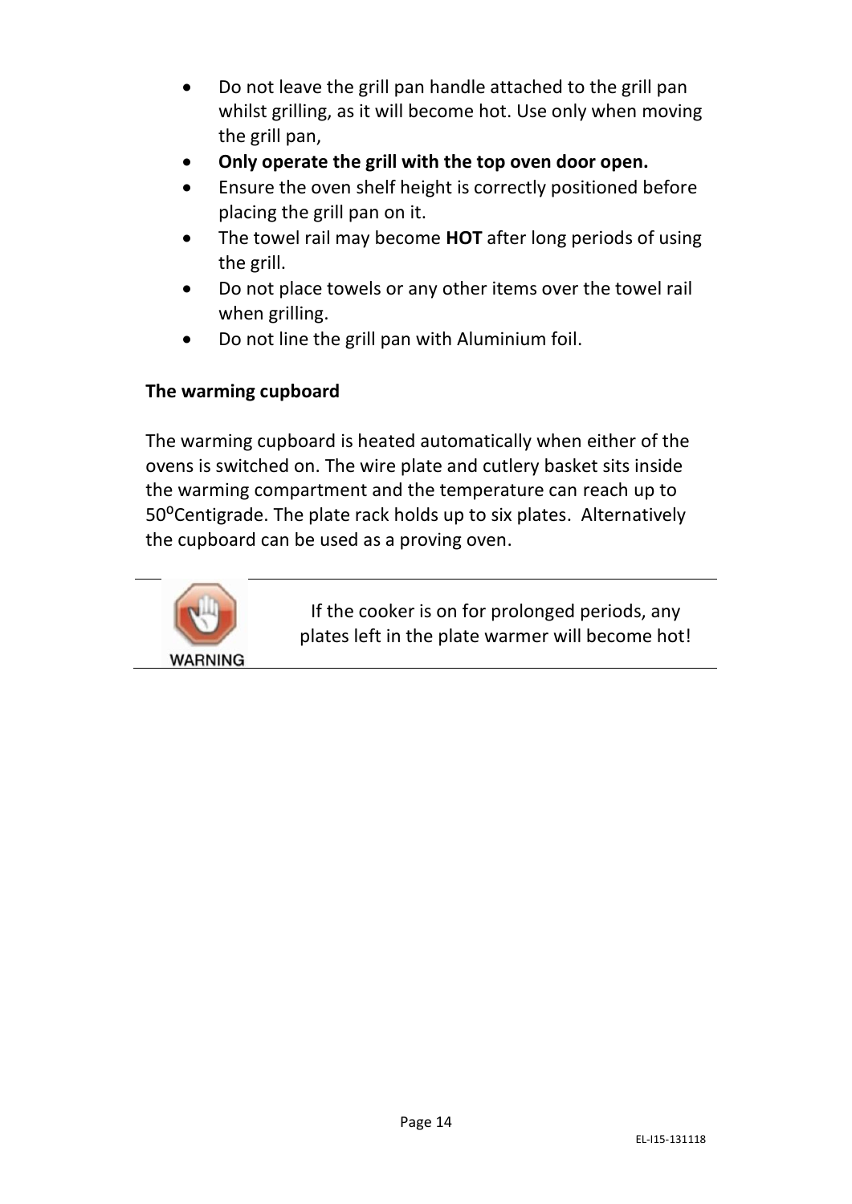- Do not leave the grill pan handle attached to the grill pan whilst grilling, as it will become hot. Use only when moving the grill pan,
- **Only operate the grill with the top oven door open.**
- Ensure the oven shelf height is correctly positioned before placing the grill pan on it.
- The towel rail may become **HOT** after long periods of using the grill.
- Do not place towels or any other items over the towel rail when grilling.
- Do not line the grill pan with Aluminium foil.

**The warming cupboard**

The warming cupboard is heated automatically when either of the ovens is switched on. The wire plate and cutlery basket sits inside the warming compartment and the temperature can reach up to 50°Centigrade. The plate rack holds up to six plates.  Alternatively the cupboard can be used as a proving oven.

WARNING

If the cooker is on for prolonged periods, any plates left in the plate warmer will become hot!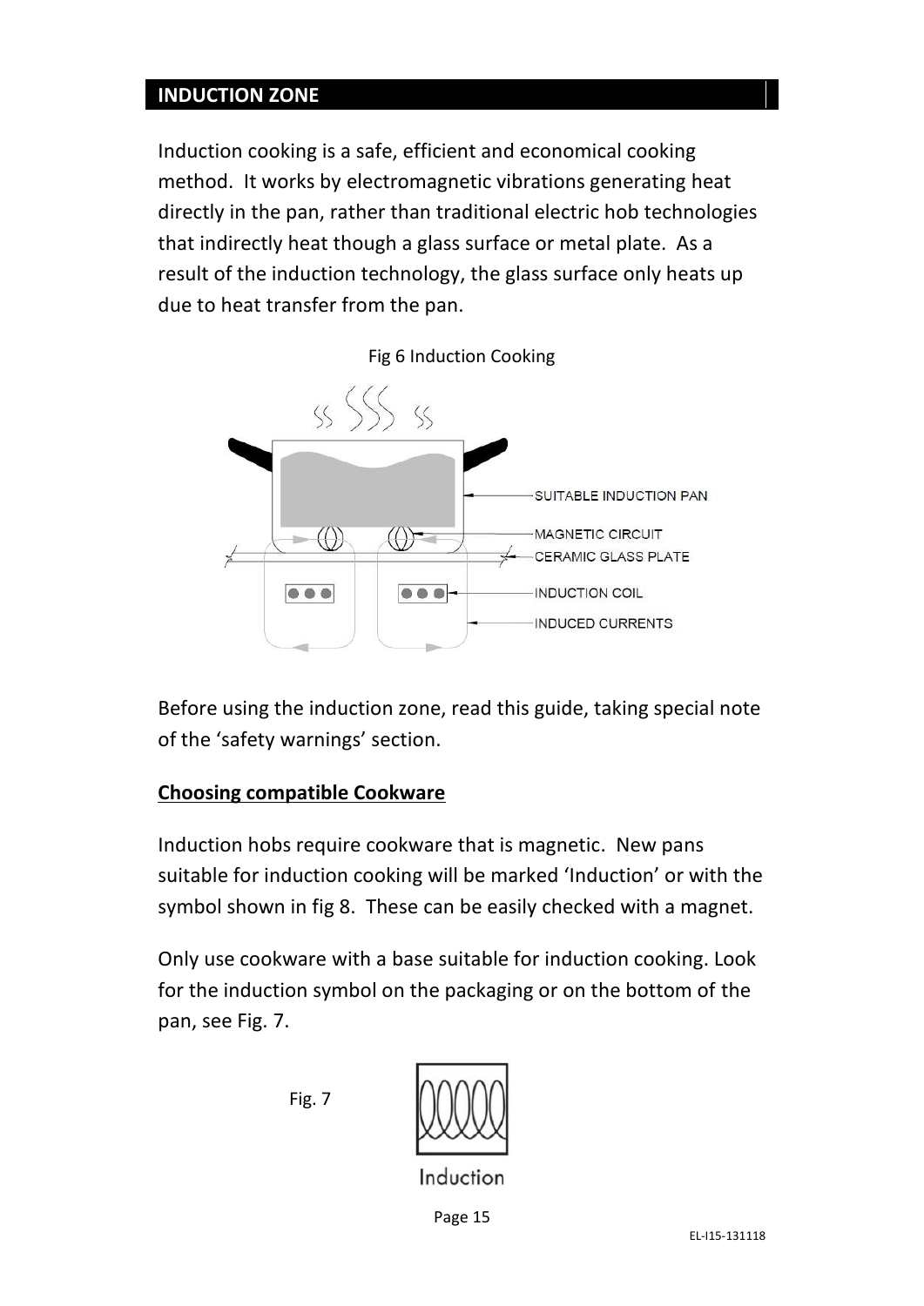## INDUCTION ZONE

Induction cooking is a safe, efficient and economical cooking method. It works by electromagnetic vibrations generating heat directly in the pan, rather than traditional electric hob technologies that indirectly heat though a glass surface or metal plate. As a result of the induction technology, the glass surface only heats up due to heat transfer from the pan.

Fig 6 Induction Cooking

SUITABLE INDUCTION PAN

MAGNETIC CIRCUIT

CERAMIC GLASS PLATE

INDUCTION COIL

INDUCED CURRENTS

Before using the induction zone, read this guide, taking special note of the 'safety warnings' section.

**Choosing compatible Cookware**

Induction hobs require cookware that is magnetic. New pans suitable for induction cooking will be marked 'Induction' or with the symbol shown in fig 8. These can be easily checked with a magnet.

Only use cookware with a base suitable for induction cooking. Look for the induction symbol on the packaging or on the bottom of the pan, see Fig. 7.

Fig. 7

Induction

EL-I15-131118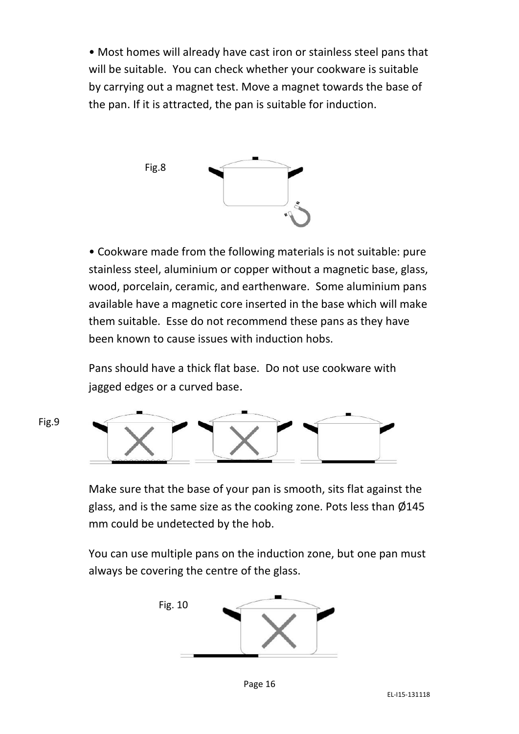• Most homes will already have cast iron or stainless steel pans that will be suitable. You can check whether your cookware is suitable by carrying out a magnet test. Move a magnet towards the base of the pan. If it is attracted, the pan is suitable for induction.

Fig.8

• Cookware made from the following materials is not suitable: pure stainless steel, aluminium or copper without a magnetic base, glass, wood, porcelain, ceramic, and earthenware. Some aluminium pans available have a magnetic core inserted in the base which will make them suitable. Esse do not recommend these pans as they have been known to cause issues with induction hobs.

Pans should have a thick flat base. Do not use cookware with jagged edges or a curved base.

Fig.9

Make sure that the base of your pan is smooth, sits flat against the glass, and is the same size as the cooking zone. Pots less than Ø145 mm could be undetected by the hob.

You can use multiple pans on the induction zone, but one pan must always be covering the centre of the glass.

Fig. 10

EL-I15-131118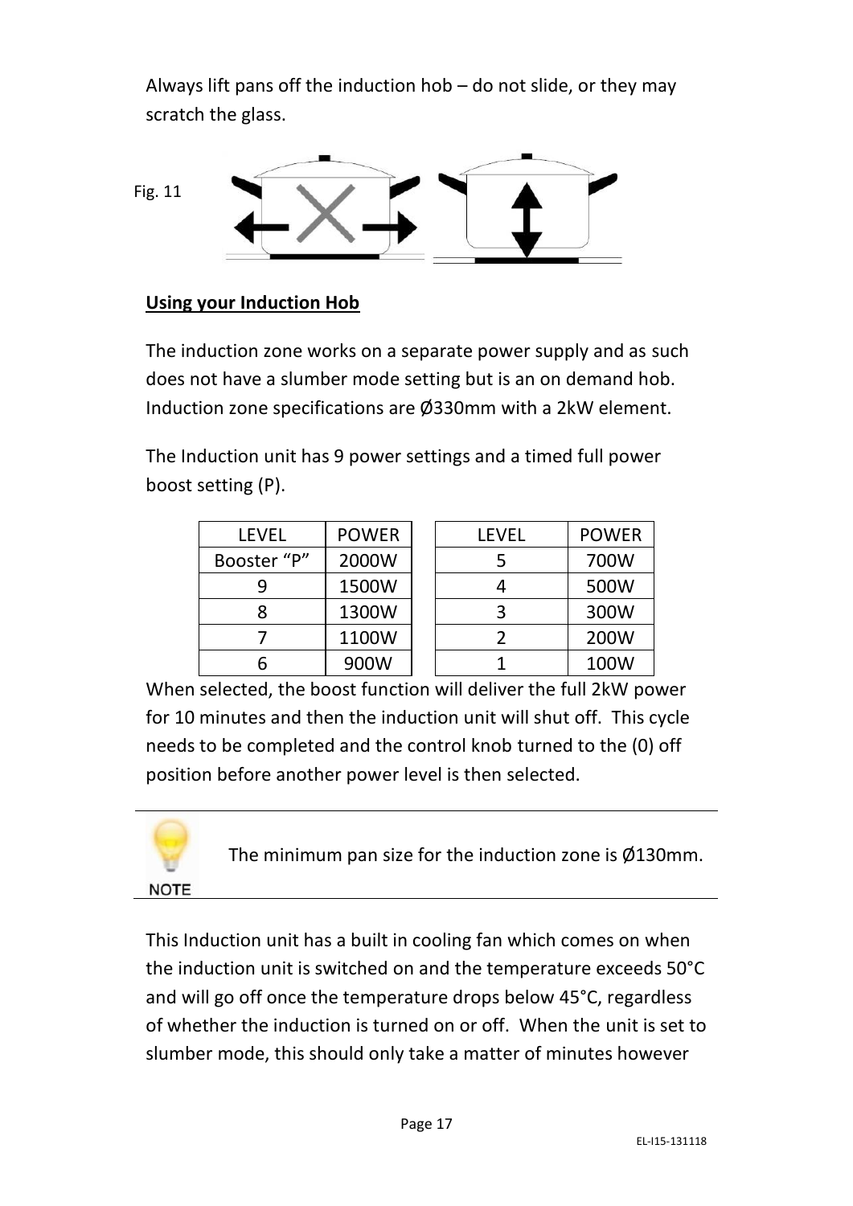Always lift pans off the induction hob – do not slide, or they may scratch the glass.

Fig. 11

**Using your Induction Hob**

The induction zone works on a separate power supply and as such does not have a slumber mode setting but is an on demand hob. Induction zone specifications are Ø330mm with a 2kW element.

The Induction unit has 9 power settings and a timed full power boost setting (P).

| LEVEL | POWER |
|---|---|
| Booster "P" | 2000W |
| 9 | 1500W |
| 8 | 1300W |
| 7 | 1100W |
| 6 | 900W |

| LEVEL | POWER |
|---|---|
| 5 | 700W |
| 4 | 500W |
| 3 | 300W |
| 2 | 200W |
| 1 | 100W |

When selected, the boost function will deliver the full 2kW power for 10 minutes and then the induction unit will shut off. This cycle needs to be completed and the control knob turned to the (0) off position before another power level is then selected.

NOTE

The minimum pan size for the induction zone is Ø130mm.

This Induction unit has a built in cooling fan which comes on when the induction unit is switched on and the temperature exceeds 50°C and will go off once the temperature drops below 45°C, regardless of whether the induction is turned on or off. When the unit is set to slumber mode, this should only take a matter of minutes however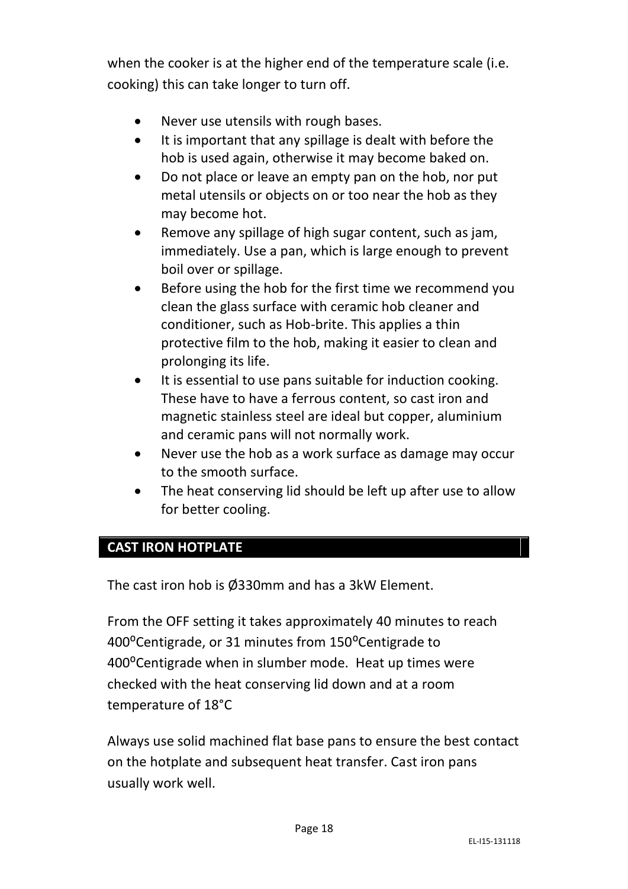when the cooker is at the higher end of the temperature scale (i.e. cooking) this can take longer to turn off.

- Never use utensils with rough bases.
- It is important that any spillage is dealt with before the hob is used again, otherwise it may become baked on.
- Do not place or leave an empty pan on the hob, nor put metal utensils or objects on or too near the hob as they may become hot.
- Remove any spillage of high sugar content, such as jam, immediately. Use a pan, which is large enough to prevent boil over or spillage.
- Before using the hob for the first time we recommend you clean the glass surface with ceramic hob cleaner and conditioner, such as Hob-brite. This applies a thin protective film to the hob, making it easier to clean and prolonging its life.
- It is essential to use pans suitable for induction cooking. These have to have a ferrous content, so cast iron and magnetic stainless steel are ideal but copper, aluminium and ceramic pans will not normally work.
- Never use the hob as a work surface as damage may occur to the smooth surface.
- The heat conserving lid should be left up after use to allow for better cooling.

## CAST IRON HOTPLATE

The cast iron hob is Ø330mm and has a 3kW Element.

From the OFF setting it takes approximately 40 minutes to reach 400°Centigrade, or 31 minutes from 150°Centigrade to 400°Centigrade when in slumber mode. Heat up times were checked with the heat conserving lid down and at a room temperature of 18°C

Always use solid machined flat base pans to ensure the best contact on the hotplate and subsequent heat transfer. Cast iron pans usually work well.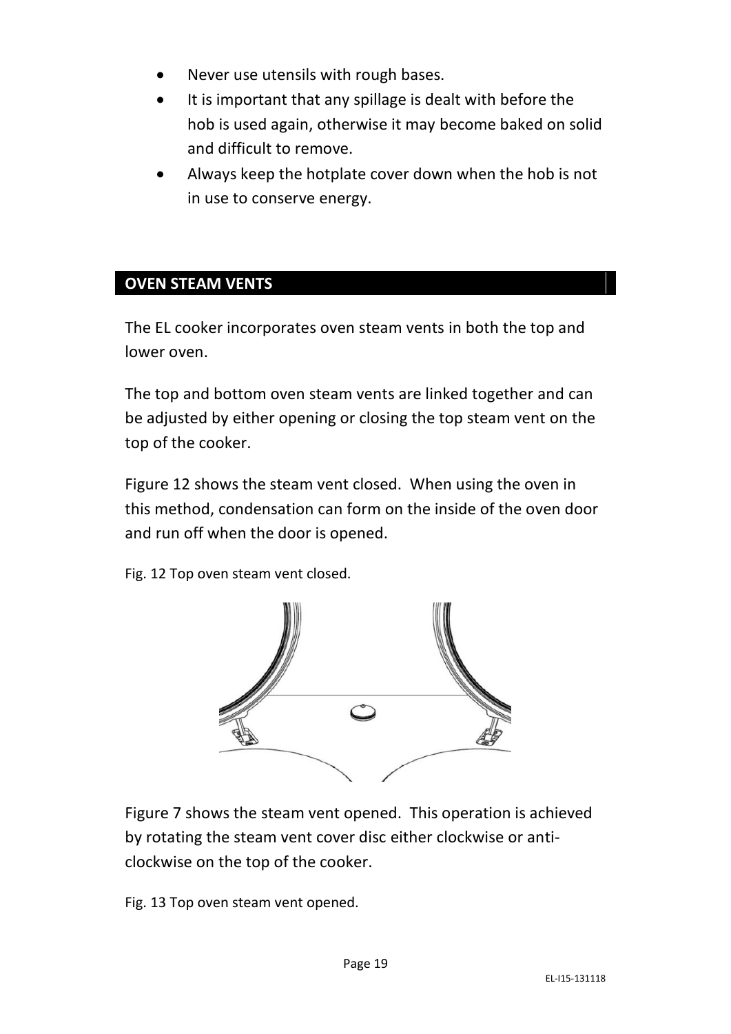- Never use utensils with rough bases.
- It is important that any spillage is dealt with before the hob is used again, otherwise it may become baked on solid and difficult to remove.
- Always keep the hotplate cover down when the hob is not in use to conserve energy.

## OVEN STEAM VENTS

The EL cooker incorporates oven steam vents in both the top and lower oven.

The top and bottom oven steam vents are linked together and can be adjusted by either opening or closing the top steam vent on the top of the cooker.

Figure 12 shows the steam vent closed. When using the oven in this method, condensation can form on the inside of the oven door and run off when the door is opened.

Fig. 12 Top oven steam vent closed.

Figure 7 shows the steam vent opened. This operation is achieved by rotating the steam vent cover disc either clockwise or anti-clockwise on the top of the cooker.

Fig. 13 Top oven steam vent opened.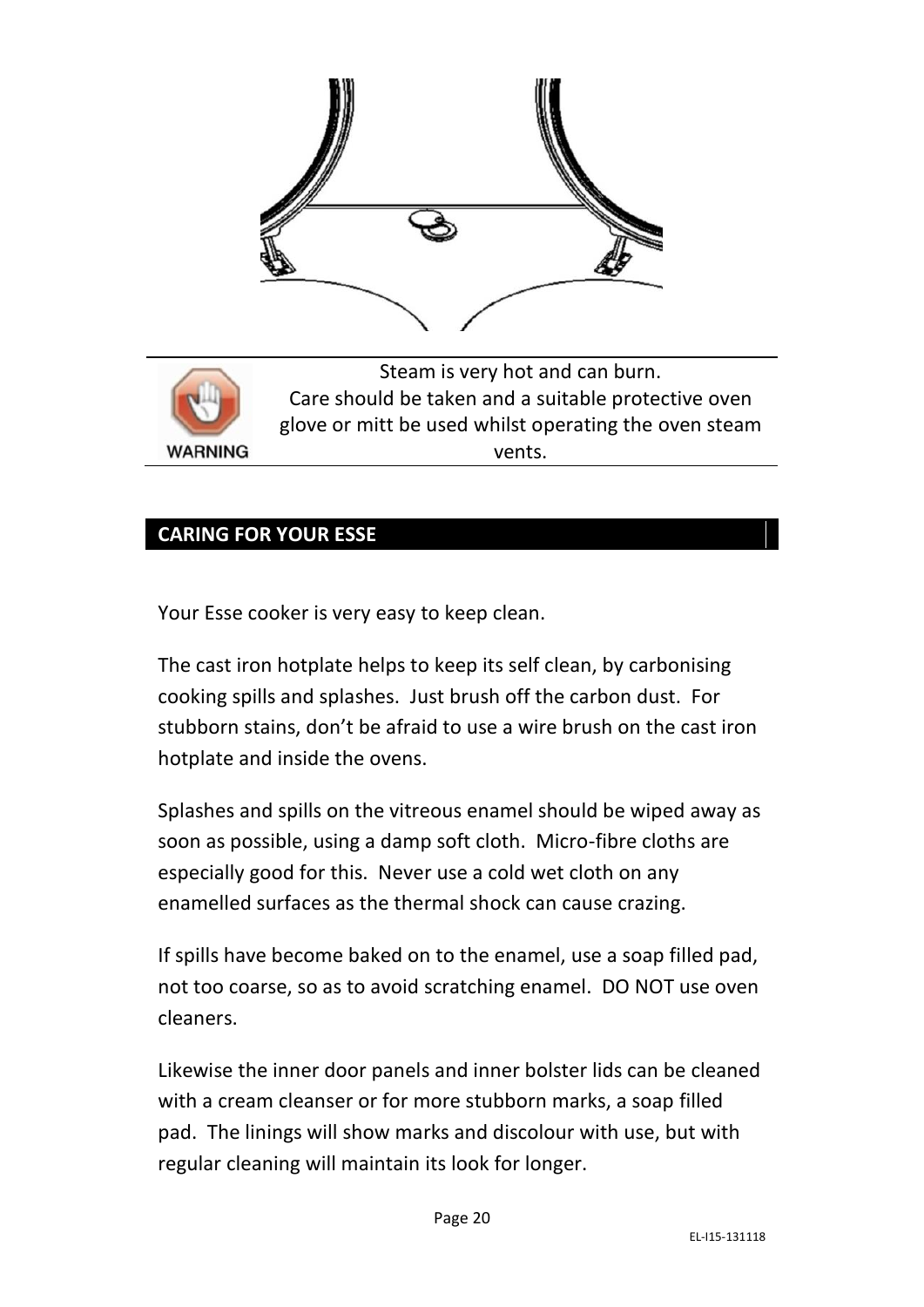Steam is very hot and can burn.
Care should be taken and a suitable protective oven glove or mitt be used whilst operating the oven steam vents.

## CARING FOR YOUR ESSE

Your Esse cooker is very easy to keep clean.

The cast iron hotplate helps to keep its self clean, by carbonising cooking spills and splashes. Just brush off the carbon dust. For stubborn stains, don't be afraid to use a wire brush on the cast iron hotplate and inside the ovens.

Splashes and spills on the vitreous enamel should be wiped away as soon as possible, using a damp soft cloth. Micro-fibre cloths are especially good for this. Never use a cold wet cloth on any enamelled surfaces as the thermal shock can cause crazing.

If spills have become baked on to the enamel, use a soap filled pad, not too coarse, so as to avoid scratching enamel. DO NOT use oven cleaners.

Likewise the inner door panels and inner bolster lids can be cleaned with a cream cleanser or for more stubborn marks, a soap filled pad. The linings will show marks and discolour with use, but with regular cleaning will maintain its look for longer.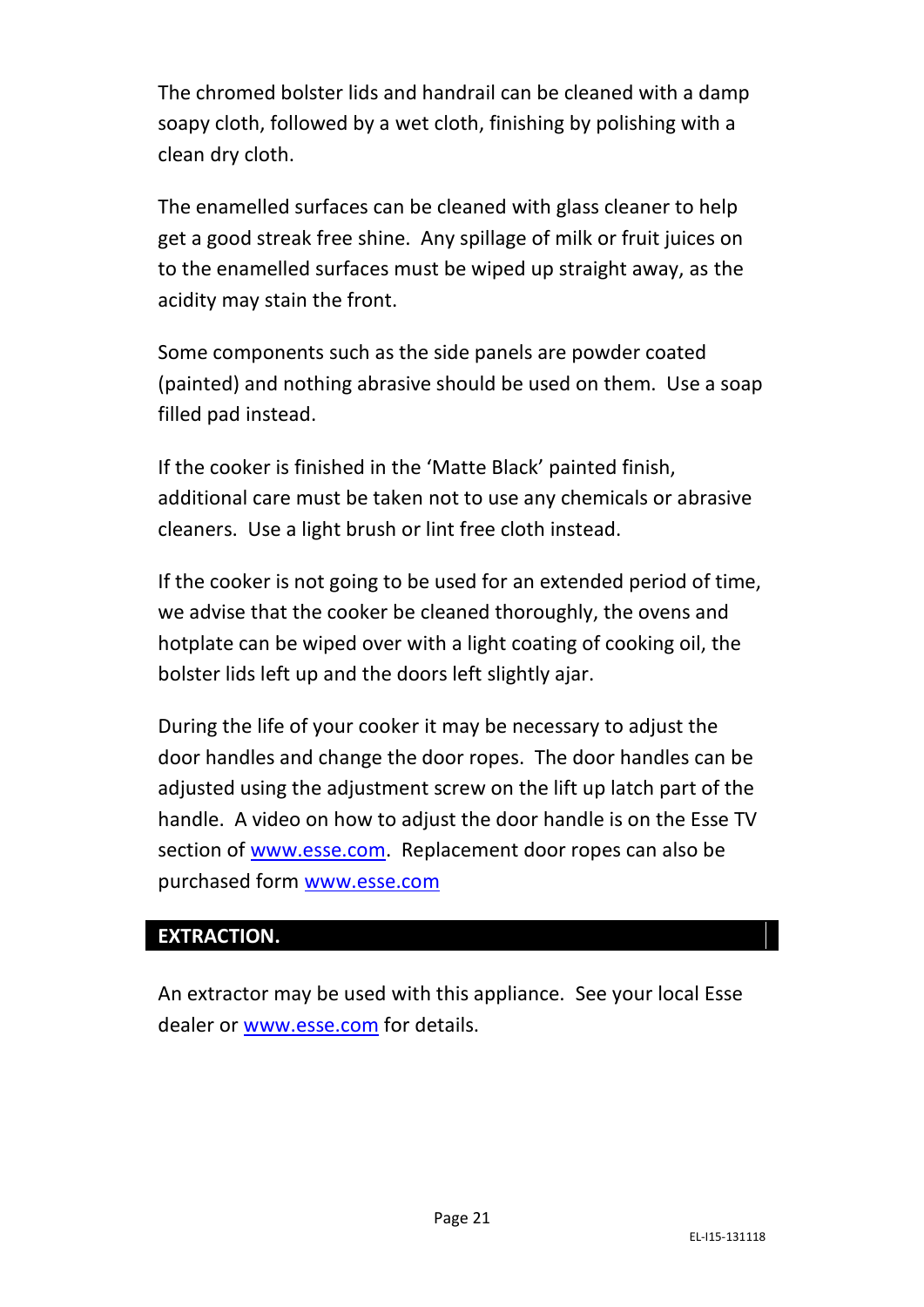The chromed bolster lids and handrail can be cleaned with a damp soapy cloth, followed by a wet cloth, finishing by polishing with a clean dry cloth.

The enamelled surfaces can be cleaned with glass cleaner to help get a good streak free shine. Any spillage of milk or fruit juices on to the enamelled surfaces must be wiped up straight away, as the acidity may stain the front.

Some components such as the side panels are powder coated (painted) and nothing abrasive should be used on them. Use a soap filled pad instead.

If the cooker is finished in the 'Matte Black' painted finish, additional care must be taken not to use any chemicals or abrasive cleaners. Use a light brush or lint free cloth instead.

If the cooker is not going to be used for an extended period of time, we advise that the cooker be cleaned thoroughly, the ovens and hotplate can be wiped over with a light coating of cooking oil, the bolster lids left up and the doors left slightly ajar.

During the life of your cooker it may be necessary to adjust the door handles and change the door ropes. The door handles can be adjusted using the adjustment screw on the lift up latch part of the handle. A video on how to adjust the door handle is on the Esse TV section of www.esse.com. Replacement door ropes can also be purchased form www.esse.com

## EXTRACTION.

An extractor may be used with this appliance. See your local Esse dealer or www.esse.com for details.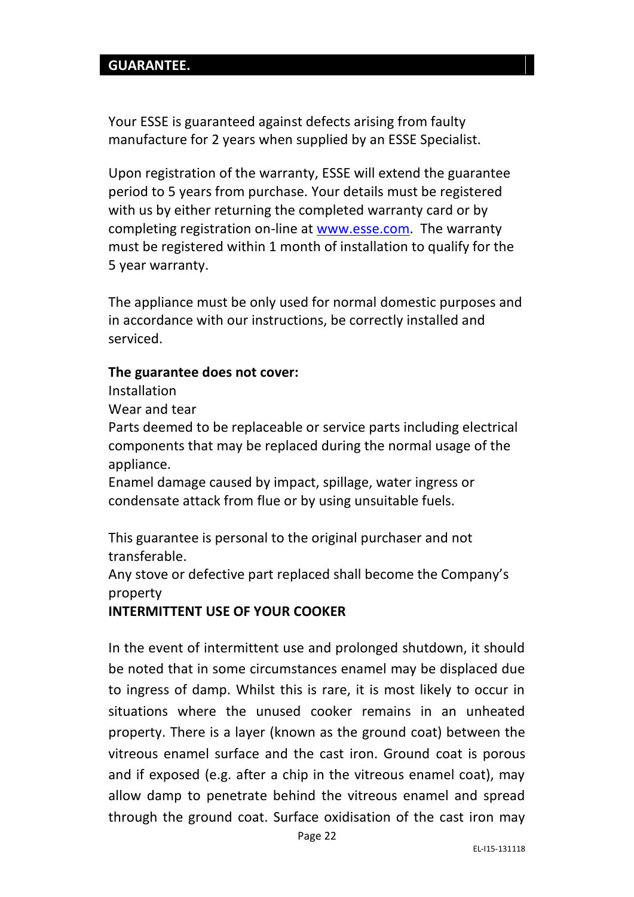## GUARANTEE.

Your ESSE is guaranteed against defects arising from faulty manufacture for 2 years when supplied by an ESSE Specialist.

Upon registration of the warranty, ESSE will extend the guarantee period to 5 years from purchase. Your details must be registered with us by either returning the completed warranty card or by completing registration on-line at www.esse.com. The warranty must be registered within 1 month of installation to qualify for the 5 year warranty.

The appliance must be only used for normal domestic purposes and in accordance with our instructions, be correctly installed and serviced.

**The guarantee does not cover:**

Installation

Wear and tear

Parts deemed to be replaceable or service parts including electrical components that may be replaced during the normal usage of the appliance.

Enamel damage caused by impact, spillage, water ingress or condensate attack from flue or by using unsuitable fuels.

This guarantee is personal to the original purchaser and not transferable.

Any stove or defective part replaced shall become the Company's property

**INTERMITTENT USE OF YOUR COOKER**

In the event of intermittent use and prolonged shutdown, it should be noted that in some circumstances enamel may be displaced due to ingress of damp. Whilst this is rare, it is most likely to occur in situations where the unused cooker remains in an unheated property. There is a layer (known as the ground coat) between the vitreous enamel surface and the cast iron. Ground coat is porous and if exposed (e.g. after a chip in the vitreous enamel coat), may allow damp to penetrate behind the vitreous enamel and spread through the ground coat. Surface oxidisation of the cast iron may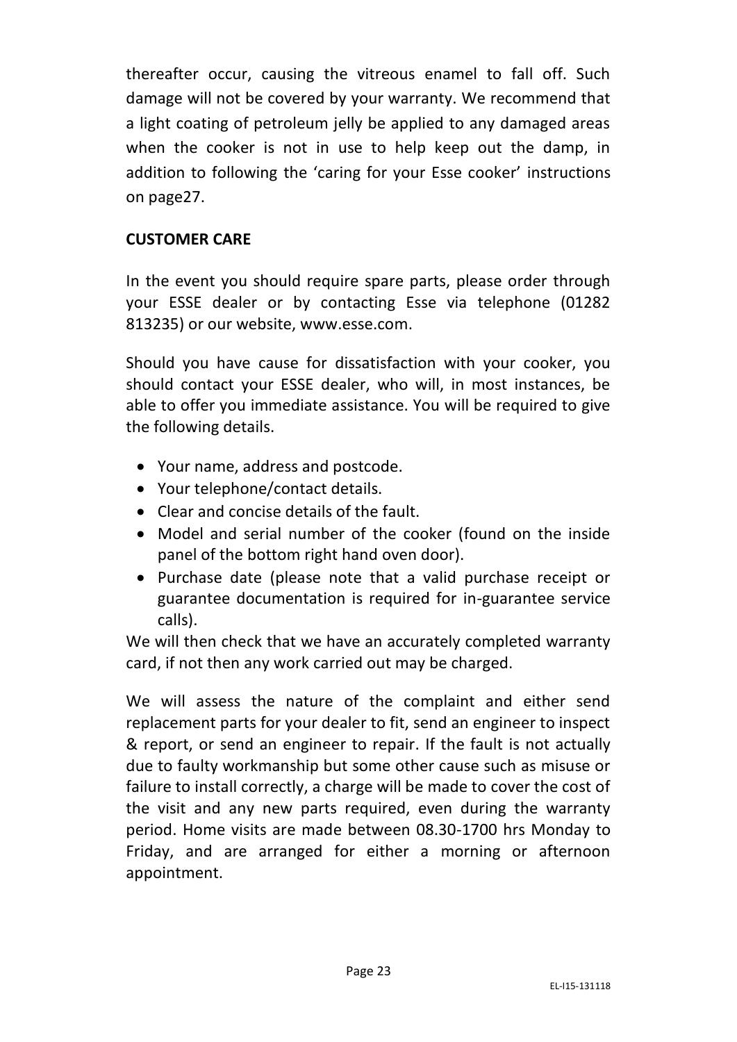thereafter occur, causing the vitreous enamel to fall off. Such damage will not be covered by your warranty. We recommend that a light coating of petroleum jelly be applied to any damaged areas when the cooker is not in use to help keep out the damp, in addition to following the 'caring for your Esse cooker' instructions on page27.

**CUSTOMER CARE**

In the event you should require spare parts, please order through your ESSE dealer or by contacting Esse via telephone (01282 813235) or our website, www.esse.com.

Should you have cause for dissatisfaction with your cooker, you should contact your ESSE dealer, who will, in most instances, be able to offer you immediate assistance. You will be required to give the following details.

- Your name, address and postcode.
- Your telephone/contact details.
- Clear and concise details of the fault.
- Model and serial number of the cooker (found on the inside panel of the bottom right hand oven door).
- Purchase date (please note that a valid purchase receipt or guarantee documentation is required for in-guarantee service calls).

We will then check that we have an accurately completed warranty card, if not then any work carried out may be charged.

We will assess the nature of the complaint and either send replacement parts for your dealer to fit, send an engineer to inspect & report, or send an engineer to repair. If the fault is not actually due to faulty workmanship but some other cause such as misuse or failure to install correctly, a charge will be made to cover the cost of the visit and any new parts required, even during the warranty period. Home visits are made between 08.30-1700 hrs Monday to Friday, and are arranged for either a morning or afternoon appointment.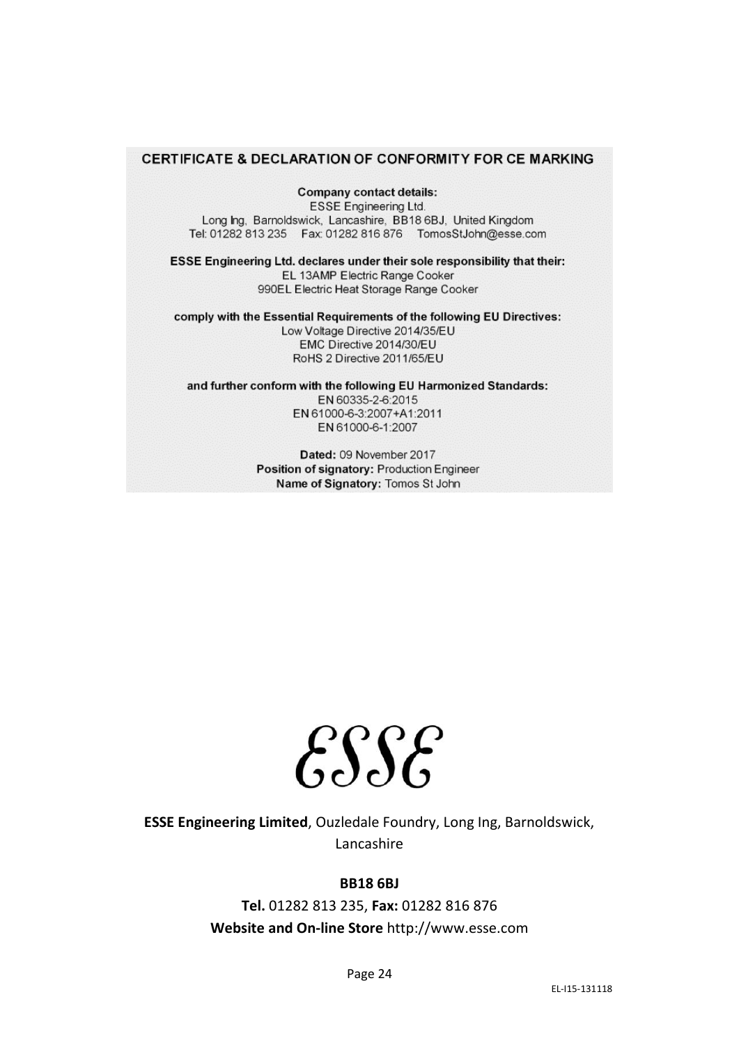## CERTIFICATE & DECLARATION OF CONFORMITY FOR CE MARKING

**Company contact details:**
ESSE Engineering Ltd.
Long Ing, Barnoldswick, Lancashire, BB18 6BJ, United Kingdom
Tel: 01282 813 235 Fax: 01282 816 876 TomosStJohn@esse.com

**ESSE Engineering Ltd. declares under their sole responsibility that their:**
EL 13AMP Electric Range Cooker
990EL Electric Heat Storage Range Cooker

**comply with the Essential Requirements of the following EU Directives:**
Low Voltage Directive 2014/35/EU
EMC Directive 2014/30/EU
RoHS 2 Directive 2011/65/EU

**and further conform with the following EU Harmonized Standards:**
EN 60335-2-6:2015
EN 61000-6-3:2007+A1:2011
EN 61000-6-1:2007

**Dated:** 09 November 2017
**Position of signatory:** Production Engineer
**Name of Signatory:** Tomos St John

ESSE

**ESSE Engineering Limited**, Ouzledale Foundry, Long Ing, Barnoldswick, Lancashire

**BB18 6BJ**

**Tel.** 01282 813 235, **Fax:** 01282 816 876

**Website and On-line Store** http://www.esse.com

EL-I15-131118